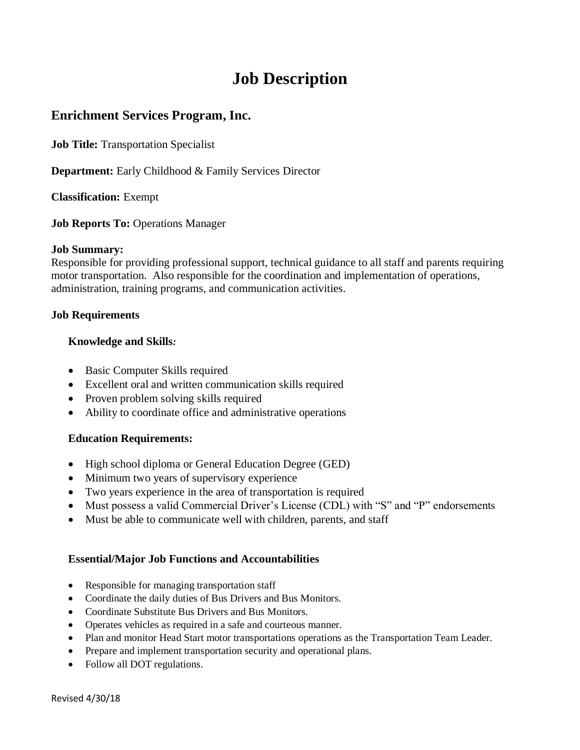# Job Description

## Enrichment Services Program, Inc.

**Job Title:** Transportation Specialist

**Department:** Early Childhood & Family Services Director

**Classification:** Exempt

**Job Reports To:** Operations Manager

**Job Summary:**
Responsible for providing professional support, technical guidance to all staff and parents requiring motor transportation. Also responsible for the coordination and implementation of operations, administration, training programs, and communication activities.

**Job Requirements**

**Knowledge and Skills*:***

- Basic Computer Skills required
- Excellent oral and written communication skills required
- Proven problem solving skills required
- Ability to coordinate office and administrative operations

**Education Requirements:**

- High school diploma or General Education Degree (GED)
- Minimum two years of supervisory experience
- Two years experience in the area of transportation is required
- Must possess a valid Commercial Driver's License (CDL) with "S" and "P" endorsements
- Must be able to communicate well with children, parents, and staff

**Essential/Major Job Functions and Accountabilities**

- Responsible for managing transportation staff
- Coordinate the daily duties of Bus Drivers and Bus Monitors.
- Coordinate Substitute Bus Drivers and Bus Monitors.
- Operates vehicles as required in a safe and courteous manner.
- Plan and monitor Head Start motor transportations operations as the Transportation Team Leader.
- Prepare and implement transportation security and operational plans.
- Follow all DOT regulations.

Revised 4/30/18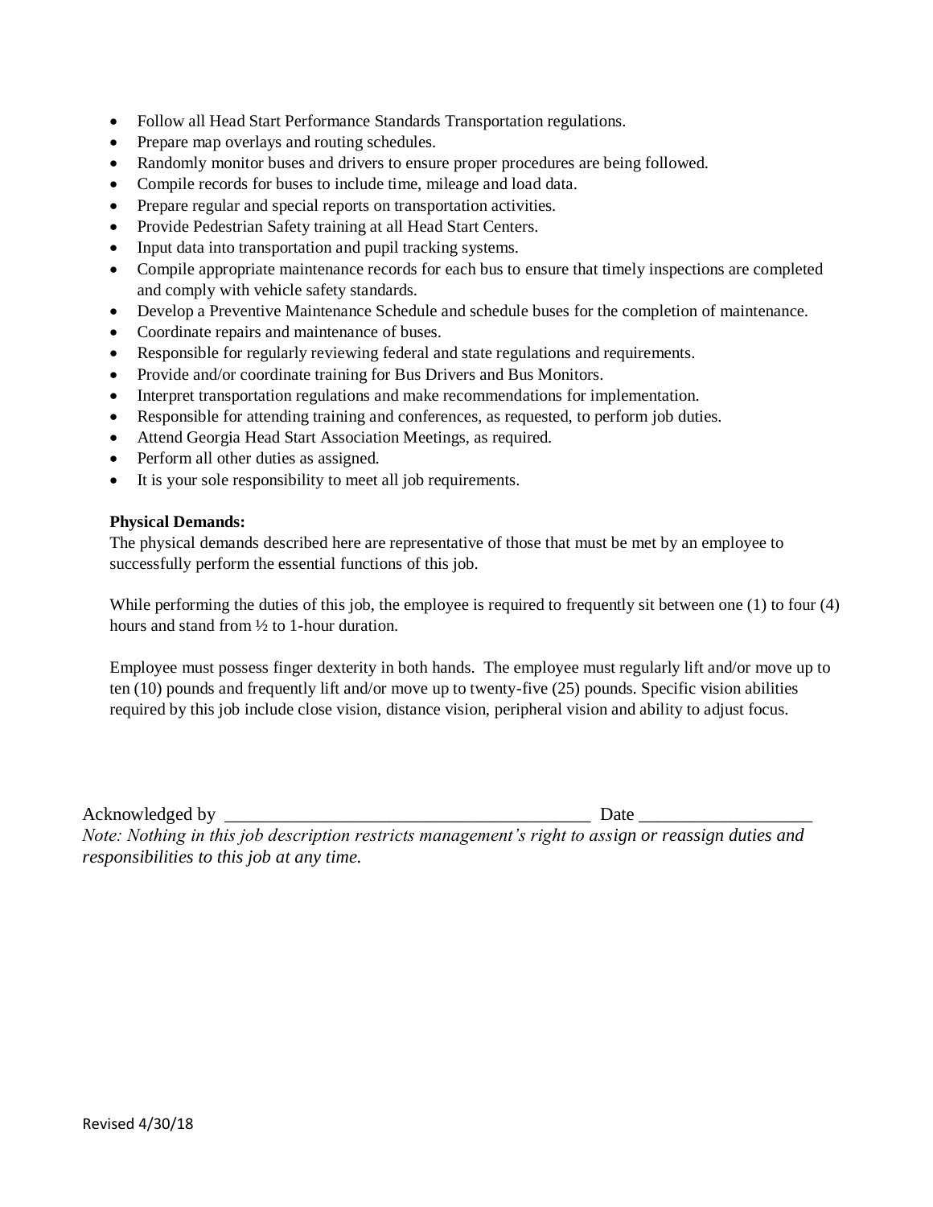- Follow all Head Start Performance Standards Transportation regulations.
- Prepare map overlays and routing schedules.
- Randomly monitor buses and drivers to ensure proper procedures are being followed.
- Compile records for buses to include time, mileage and load data.
- Prepare regular and special reports on transportation activities.
- Provide Pedestrian Safety training at all Head Start Centers.
- Input data into transportation and pupil tracking systems.
- Compile appropriate maintenance records for each bus to ensure that timely inspections are completed and comply with vehicle safety standards.
- Develop a Preventive Maintenance Schedule and schedule buses for the completion of maintenance.
- Coordinate repairs and maintenance of buses.
- Responsible for regularly reviewing federal and state regulations and requirements.
- Provide and/or coordinate training for Bus Drivers and Bus Monitors.
- Interpret transportation regulations and make recommendations for implementation.
- Responsible for attending training and conferences, as requested, to perform job duties.
- Attend Georgia Head Start Association Meetings, as required.
- Perform all other duties as assigned.
- It is your sole responsibility to meet all job requirements.

**Physical Demands:**

The physical demands described here are representative of those that must be met by an employee to successfully perform the essential functions of this job.

While performing the duties of this job, the employee is required to frequently sit between one (1) to four (4) hours and stand from ½ to 1-hour duration.

Employee must possess finger dexterity in both hands. The employee must regularly lift and/or move up to ten (10) pounds and frequently lift and/or move up to twenty-five (25) pounds. Specific vision abilities required by this job include close vision, distance vision, peripheral vision and ability to adjust focus.

Acknowledged by ________________________________________ Date __________________

*Note: Nothing in this job description restricts management's right to assign or reassign duties and responsibilities to this job at any time.*

Revised 4/30/18